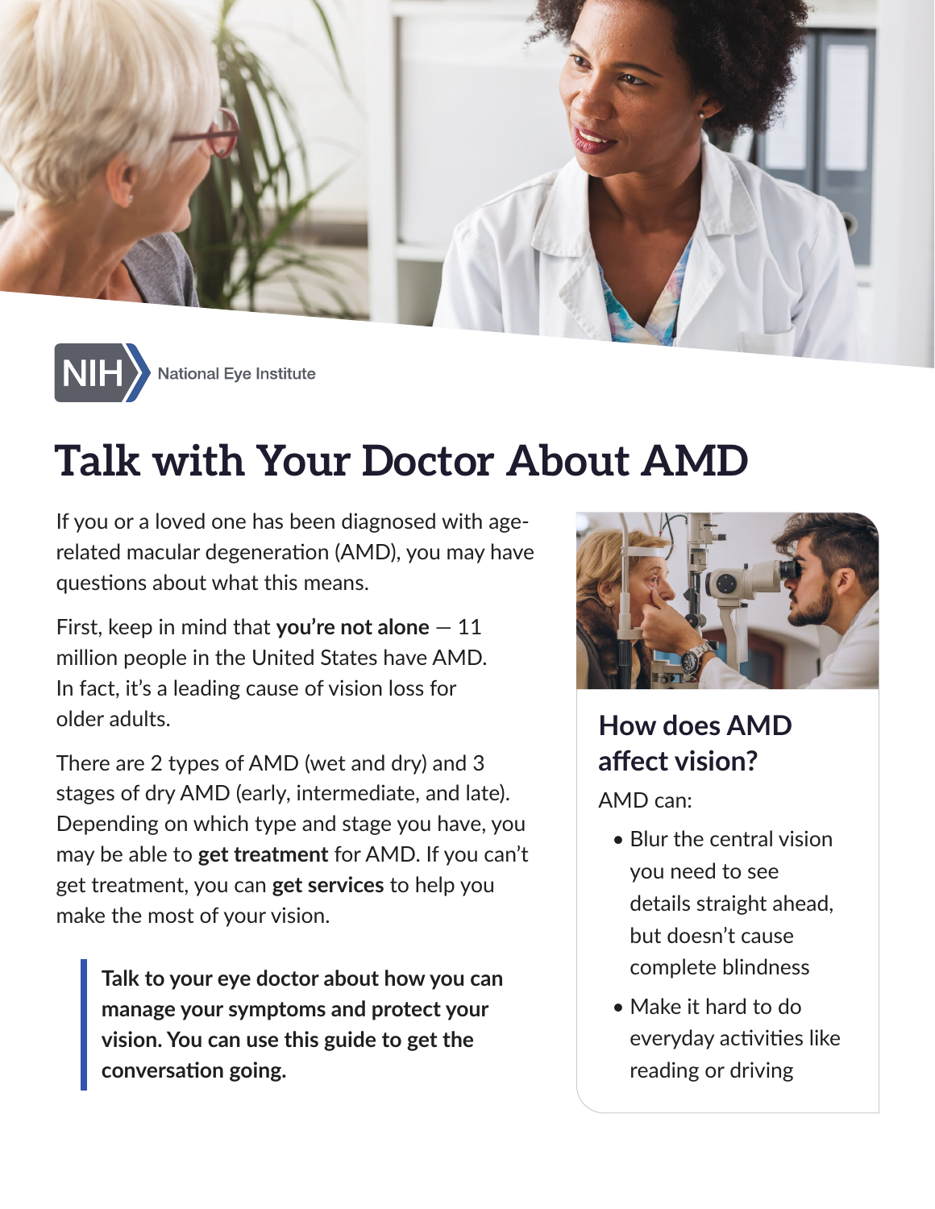NIH National Eye Institute

# Talk with Your Doctor About AMD

If you or a loved one has been diagnosed with age-related macular degeneration (AMD), you may have questions about what this means.

First, keep in mind that **you're not alone** — 11 million people in the United States have AMD. In fact, it's a leading cause of vision loss for older adults.

There are 2 types of AMD (wet and dry) and 3 stages of dry AMD (early, intermediate, and late). Depending on which type and stage you have, you may be able to **get treatment** for AMD. If you can't get treatment, you can **get services** to help you make the most of your vision.

> **Talk to your eye doctor about how you can manage your symptoms and protect your vision. You can use this guide to get the conversation going.**

## How does AMD affect vision?

AMD can:

- Blur the central vision you need to see details straight ahead, but doesn't cause complete blindness
- Make it hard to do everyday activities like reading or driving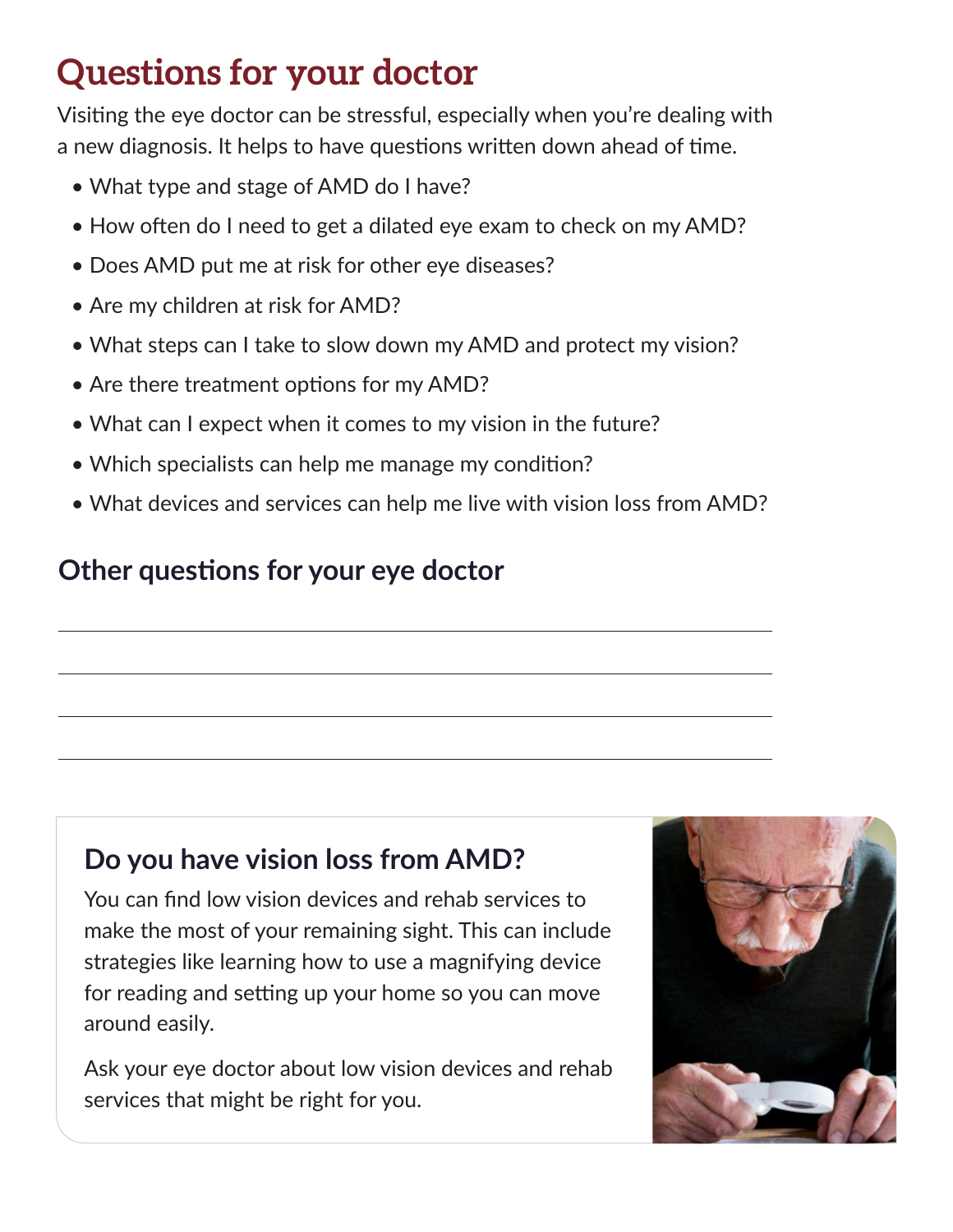# Questions for your doctor

Visiting the eye doctor can be stressful, especially when you're dealing with a new diagnosis. It helps to have questions written down ahead of time.

- What type and stage of AMD do I have?
- How often do I need to get a dilated eye exam to check on my AMD?
- Does AMD put me at risk for other eye diseases?
- Are my children at risk for AMD?
- What steps can I take to slow down my AMD and protect my vision?
- Are there treatment options for my AMD?
- What can I expect when it comes to my vision in the future?
- Which specialists can help me manage my condition?
- What devices and services can help me live with vision loss from AMD?

## Other questions for your eye doctor

## Do you have vision loss from AMD?

You can find low vision devices and rehab services to make the most of your remaining sight. This can include strategies like learning how to use a magnifying device for reading and setting up your home so you can move around easily.

Ask your eye doctor about low vision devices and rehab services that might be right for you.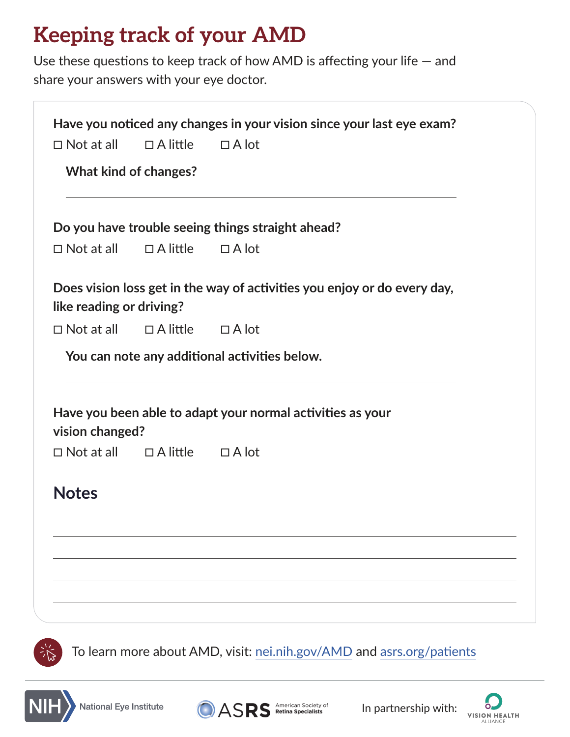# Keeping track of your AMD

Use these questions to keep track of how AMD is affecting your life — and share your answers with your eye doctor.

**Have you noticed any changes in your vision since your last eye exam?**

☐ Not at all ☐ A little ☐ A lot

**What kind of changes?**

\_\_\_\_\_\_\_\_\_\_\_\_\_\_\_\_\_\_\_\_\_\_\_\_\_\_\_\_\_\_\_\_\_\_\_\_\_\_\_\_\_\_\_\_

**Do you have trouble seeing things straight ahead?**

☐ Not at all ☐ A little ☐ A lot

**Does vision loss get in the way of activities you enjoy or do every day, like reading or driving?**

☐ Not at all ☐ A little ☐ A lot

**You can note any additional activities below.**

\_\_\_\_\_\_\_\_\_\_\_\_\_\_\_\_\_\_\_\_\_\_\_\_\_\_\_\_\_\_\_\_\_\_\_\_\_\_\_\_\_\_\_\_

**Have you been able to adapt your normal activities as your vision changed?**

☐ Not at all ☐ A little ☐ A lot

## Notes

\_\_\_\_\_\_\_\_\_\_\_\_\_\_\_\_\_\_\_\_\_\_\_\_\_\_\_\_\_\_\_\_\_\_\_\_\_\_\_\_\_\_\_\_

\_\_\_\_\_\_\_\_\_\_\_\_\_\_\_\_\_\_\_\_\_\_\_\_\_\_\_\_\_\_\_\_\_\_\_\_\_\_\_\_\_\_\_\_

\_\_\_\_\_\_\_\_\_\_\_\_\_\_\_\_\_\_\_\_\_\_\_\_\_\_\_\_\_\_\_\_\_\_\_\_\_\_\_\_\_\_\_\_

\_\_\_\_\_\_\_\_\_\_\_\_\_\_\_\_\_\_\_\_\_\_\_\_\_\_\_\_\_\_\_\_\_\_\_\_\_\_\_\_\_\_\_\_

To learn more about AMD, visit: nei.nih.gov/AMD and asrs.org/patients

NIH National Eye Institute

ASRS American Society of Retina Specialists

In partnership with: VISION HEALTH ALLIANCE